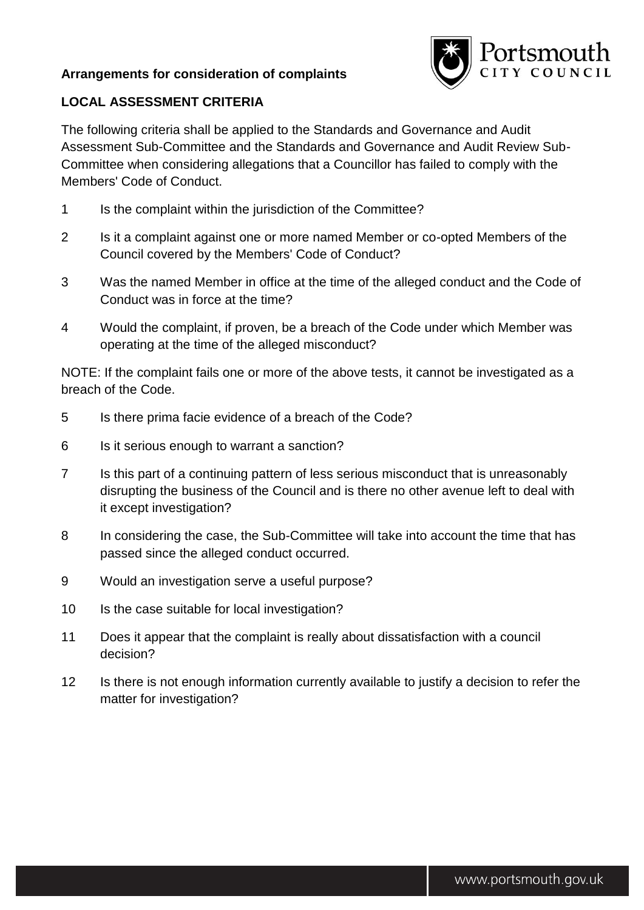**Arrangements for consideration of complaints**

**LOCAL ASSESSMENT CRITERIA**

The following criteria shall be applied to the Standards and Governance and Audit Assessment Sub-Committee and the Standards and Governance and Audit Review Sub-Committee when considering allegations that a Councillor has failed to comply with the Members' Code of Conduct.

1. Is the complaint within the jurisdiction of the Committee?
2. Is it a complaint against one or more named Member or co-opted Members of the Council covered by the Members' Code of Conduct?
3. Was the named Member in office at the time of the alleged conduct and the Code of Conduct was in force at the time?
4. Would the complaint, if proven, be a breach of the Code under which Member was operating at the time of the alleged misconduct?

NOTE: If the complaint fails one or more of the above tests, it cannot be investigated as a breach of the Code.

5. Is there prima facie evidence of a breach of the Code?
6. Is it serious enough to warrant a sanction?
7. Is this part of a continuing pattern of less serious misconduct that is unreasonably disrupting the business of the Council and is there no other avenue left to deal with it except investigation?
8. In considering the case, the Sub-Committee will take into account the time that has passed since the alleged conduct occurred.
9. Would an investigation serve a useful purpose?
10. Is the case suitable for local investigation?
11. Does it appear that the complaint is really about dissatisfaction with a council decision?
12. Is there is not enough information currently available to justify a decision to refer the matter for investigation?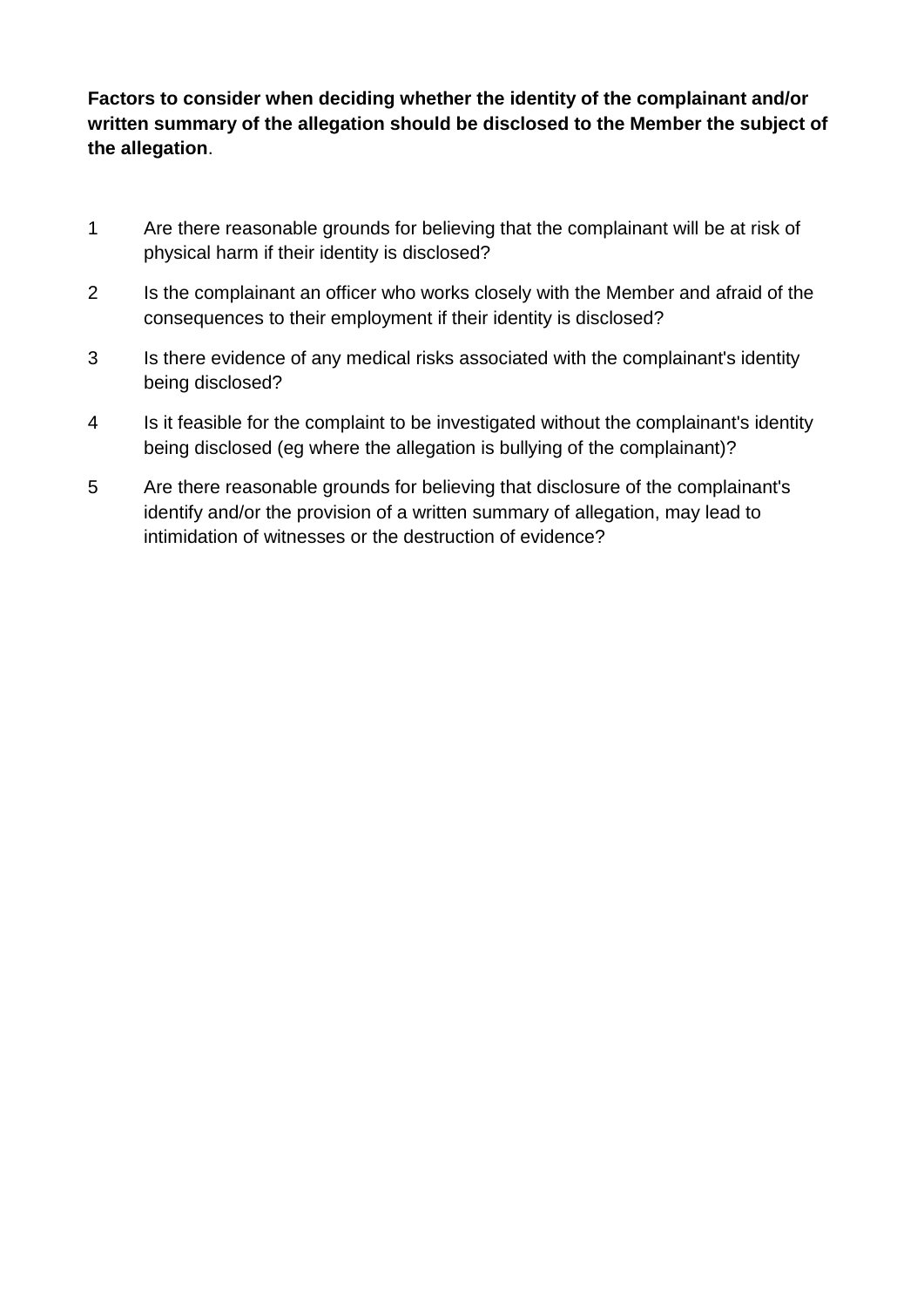**Factors to consider when deciding whether the identity of the complainant and/or written summary of the allegation should be disclosed to the Member the subject of the allegation**.

1. Are there reasonable grounds for believing that the complainant will be at risk of physical harm if their identity is disclosed?
2. Is the complainant an officer who works closely with the Member and afraid of the consequences to their employment if their identity is disclosed?
3. Is there evidence of any medical risks associated with the complainant's identity being disclosed?
4. Is it feasible for the complaint to be investigated without the complainant's identity being disclosed (eg where the allegation is bullying of the complainant)?
5. Are there reasonable grounds for believing that disclosure of the complainant's identify and/or the provision of a written summary of allegation, may lead to intimidation of witnesses or the destruction of evidence?